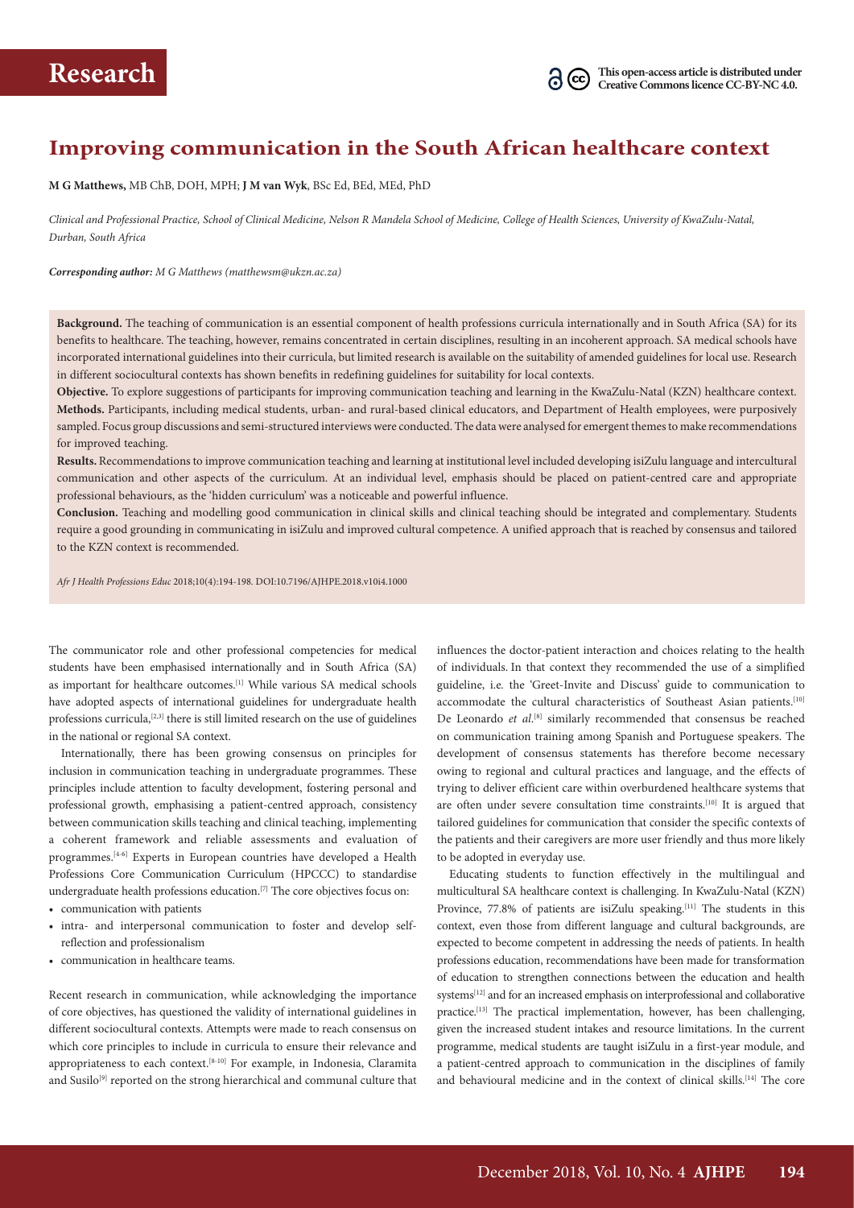# Improving communication in the South African healthcare context

**M G Matthews,** MB ChB, DOH, MPH; **J M van Wyk**, BSc Ed, BEd, MEd, PhD

*Clinical and Professional Practice, School of Clinical Medicine, Nelson R Mandela School of Medicine, College of Health Sciences, University of KwaZulu-Natal, Durban, South Africa*

***Corresponding author:** M G Matthews (matthewsm@ukzn.ac.za)*

**Background.** The teaching of communication is an essential component of health professions curricula internationally and in South Africa (SA) for its benefits to healthcare. The teaching, however, remains concentrated in certain disciplines, resulting in an incoherent approach. SA medical schools have incorporated international guidelines into their curricula, but limited research is available on the suitability of amended guidelines for local use. Research in different sociocultural contexts has shown benefits in redefining guidelines for suitability for local contexts.

**Objective.** To explore suggestions of participants for improving communication teaching and learning in the KwaZulu-Natal (KZN) healthcare context.

**Methods.** Participants, including medical students, urban- and rural-based clinical educators, and Department of Health employees, were purposively sampled. Focus group discussions and semi-structured interviews were conducted. The data were analysed for emergent themes to make recommendations for improved teaching.

**Results.** Recommendations to improve communication teaching and learning at institutional level included developing isiZulu language and intercultural communication and other aspects of the curriculum. At an individual level, emphasis should be placed on patient-centred care and appropriate professional behaviours, as the 'hidden curriculum' was a noticeable and powerful influence.

**Conclusion.** Teaching and modelling good communication in clinical skills and clinical teaching should be integrated and complementary. Students require a good grounding in communicating in isiZulu and improved cultural competence. A unified approach that is reached by consensus and tailored to the KZN context is recommended.

*Afr J Health Professions Educ* 2018;10(4):194-198. DOI:10.7196/AJHPE.2018.v10i4.1000

The communicator role and other professional competencies for medical students have been emphasised internationally and in South Africa (SA) as important for healthcare outcomes.[1] While various SA medical schools have adopted aspects of international guidelines for undergraduate health professions curricula,[2,3] there is still limited research on the use of guidelines in the national or regional SA context.

Internationally, there has been growing consensus on principles for inclusion in communication teaching in undergraduate programmes. These principles include attention to faculty development, fostering personal and professional growth, emphasising a patient-centred approach, consistency between communication skills teaching and clinical teaching, implementing a coherent framework and reliable assessments and evaluation of programmes.[4-6] Experts in European countries have developed a Health Professions Core Communication Curriculum (HPCCC) to standardise undergraduate health professions education.[7] The core objectives focus on:

- communication with patients
- intra- and interpersonal communication to foster and develop self-reflection and professionalism
- communication in healthcare teams.

Recent research in communication, while acknowledging the importance of core objectives, has questioned the validity of international guidelines in different sociocultural contexts. Attempts were made to reach consensus on which core principles to include in curricula to ensure their relevance and appropriateness to each context.[8-10] For example, in Indonesia, Claramita and Susilo[9] reported on the strong hierarchical and communal culture that influences the doctor-patient interaction and choices relating to the health of individuals. In that context they recommended the use of a simplified guideline, i.e. the 'Greet-Invite and Discuss' guide to communication to accommodate the cultural characteristics of Southeast Asian patients.[10] De Leonardo *et al*.[8] similarly recommended that consensus be reached on communication training among Spanish and Portuguese speakers. The development of consensus statements has therefore become necessary owing to regional and cultural practices and language, and the effects of trying to deliver efficient care within overburdened healthcare systems that are often under severe consultation time constraints.[10] It is argued that tailored guidelines for communication that consider the specific contexts of the patients and their caregivers are more user friendly and thus more likely to be adopted in everyday use.

Educating students to function effectively in the multilingual and multicultural SA healthcare context is challenging. In KwaZulu-Natal (KZN) Province, 77.8% of patients are isiZulu speaking.[11] The students in this context, even those from different language and cultural backgrounds, are expected to become competent in addressing the needs of patients. In health professions education, recommendations have been made for transformation of education to strengthen connections between the education and health systems[12] and for an increased emphasis on interprofessional and collaborative practice.[13] The practical implementation, however, has been challenging, given the increased student intakes and resource limitations. In the current programme, medical students are taught isiZulu in a first-year module, and a patient-centred approach to communication in the disciplines of family and behavioural medicine and in the context of clinical skills.[14] The core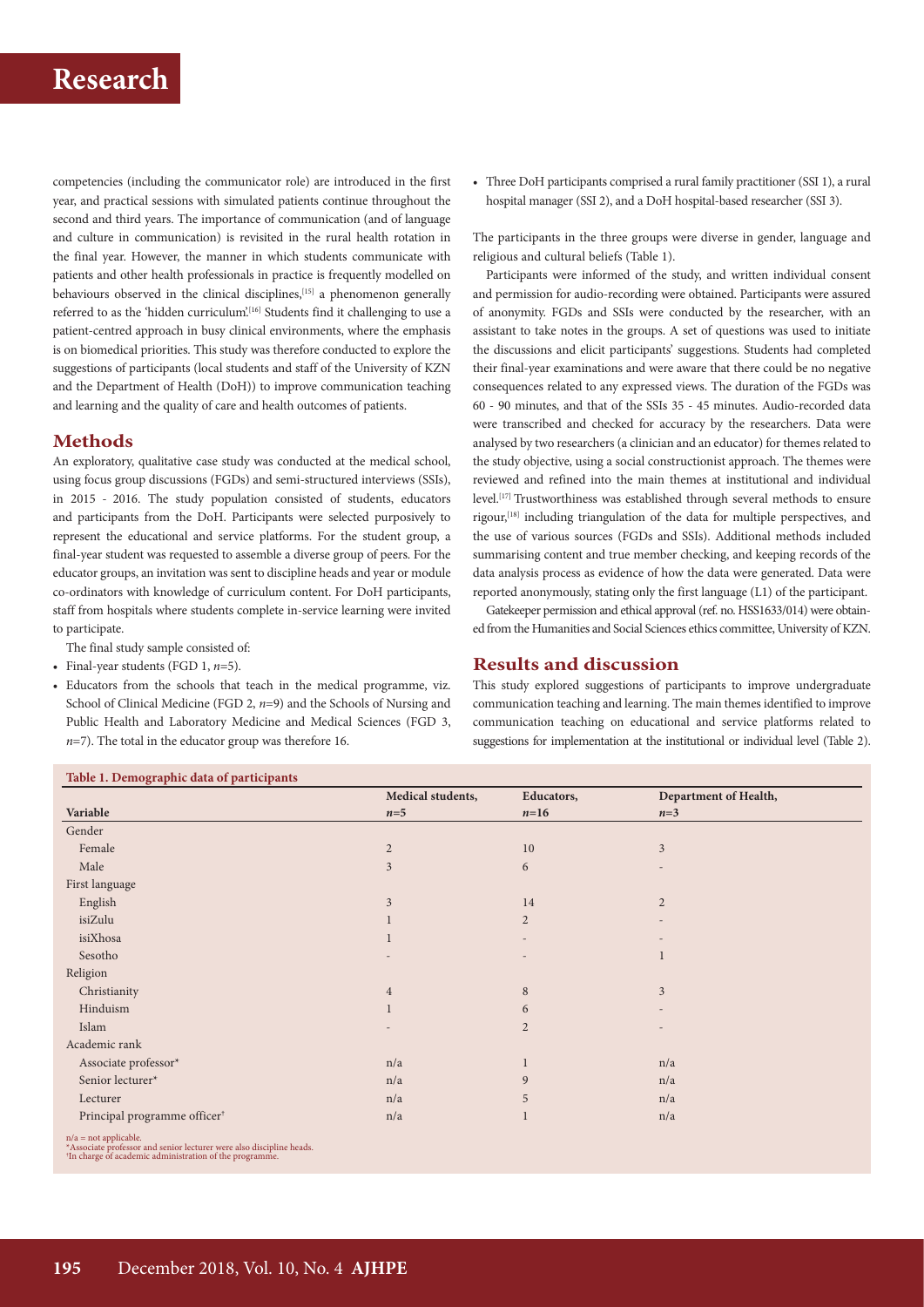competencies (including the communicator role) are introduced in the first year, and practical sessions with simulated patients continue throughout the second and third years. The importance of communication (and of language and culture in communication) is revisited in the rural health rotation in the final year. However, the manner in which students communicate with patients and other health professionals in practice is frequently modelled on behaviours observed in the clinical disciplines,[15] a phenomenon generally referred to as the 'hidden curriculum'.[16] Students find it challenging to use a patient-centred approach in busy clinical environments, where the emphasis is on biomedical priorities. This study was therefore conducted to explore the suggestions of participants (local students and staff of the University of KZN and the Department of Health (DoH)) to improve communication teaching and learning and the quality of care and health outcomes of patients.

## Methods

An exploratory, qualitative case study was conducted at the medical school, using focus group discussions (FGDs) and semi-structured interviews (SSIs), in 2015 - 2016. The study population consisted of students, educators and participants from the DoH. Participants were selected purposively to represent the educational and service platforms. For the student group, a final-year student was requested to assemble a diverse group of peers. For the educator groups, an invitation was sent to discipline heads and year or module co-ordinators with knowledge of curriculum content. For DoH participants, staff from hospitals where students complete in-service learning were invited to participate.

The final study sample consisted of:

- Final-year students (FGD 1, *n*=5).
- Educators from the schools that teach in the medical programme, viz. School of Clinical Medicine (FGD 2, *n*=9) and the Schools of Nursing and Public Health and Laboratory Medicine and Medical Sciences (FGD 3, *n*=7). The total in the educator group was therefore 16.
- Three DoH participants comprised a rural family practitioner (SSI 1), a rural hospital manager (SSI 2), and a DoH hospital-based researcher (SSI 3).

The participants in the three groups were diverse in gender, language and religious and cultural beliefs (Table 1).

Participants were informed of the study, and written individual consent and permission for audio-recording were obtained. Participants were assured of anonymity. FGDs and SSIs were conducted by the researcher, with an assistant to take notes in the groups. A set of questions was used to initiate the discussions and elicit participants' suggestions. Students had completed their final-year examinations and were aware that there could be no negative consequences related to any expressed views. The duration of the FGDs was 60 - 90 minutes, and that of the SSIs 35 - 45 minutes. Audio-recorded data were transcribed and checked for accuracy by the researchers. Data were analysed by two researchers (a clinician and an educator) for themes related to the study objective, using a social constructionist approach. The themes were reviewed and refined into the main themes at institutional and individual level.[17] Trustworthiness was established through several methods to ensure rigour,[18] including triangulation of the data for multiple perspectives, and the use of various sources (FGDs and SSIs). Additional methods included summarising content and true member checking, and keeping records of the data analysis process as evidence of how the data were generated. Data were reported anonymously, stating only the first language (L1) of the participant.

Gatekeeper permission and ethical approval (ref. no. HSS1633/014) were obtained from the Humanities and Social Sciences ethics committee, University of KZN.

## Results and discussion

This study explored suggestions of participants to improve undergraduate communication teaching and learning. The main themes identified to improve communication teaching on educational and service platforms related to suggestions for implementation at the institutional or individual level (Table 2).

**Table 1. Demographic data of participants**

| Variable | Medical students, *n*=5 | Educators, *n*=16 | Department of Health, *n*=3 |
|---|---|---|---|
| Gender | | | |
| Female | 2 | 10 | 3 |
| Male | 3 | 6 | - |
| First language | | | |
| English | 3 | 14 | 2 |
| isiZulu | 1 | 2 | - |
| isiXhosa | 1 | - | - |
| Sesotho | - | - | 1 |
| Religion | | | |
| Christianity | 4 | 8 | 3 |
| Hinduism | 1 | 6 | - |
| Islam | - | 2 | - |
| Academic rank | | | |
| Associate professor* | n/a | 1 | n/a |
| Senior lecturer* | n/a | 9 | n/a |
| Lecturer | n/a | 5 | n/a |
| Principal programme officer† | n/a | 1 | n/a |

n/a = not applicable.
*Associate professor and senior lecturer were also discipline heads.
†In charge of academic administration of the programme.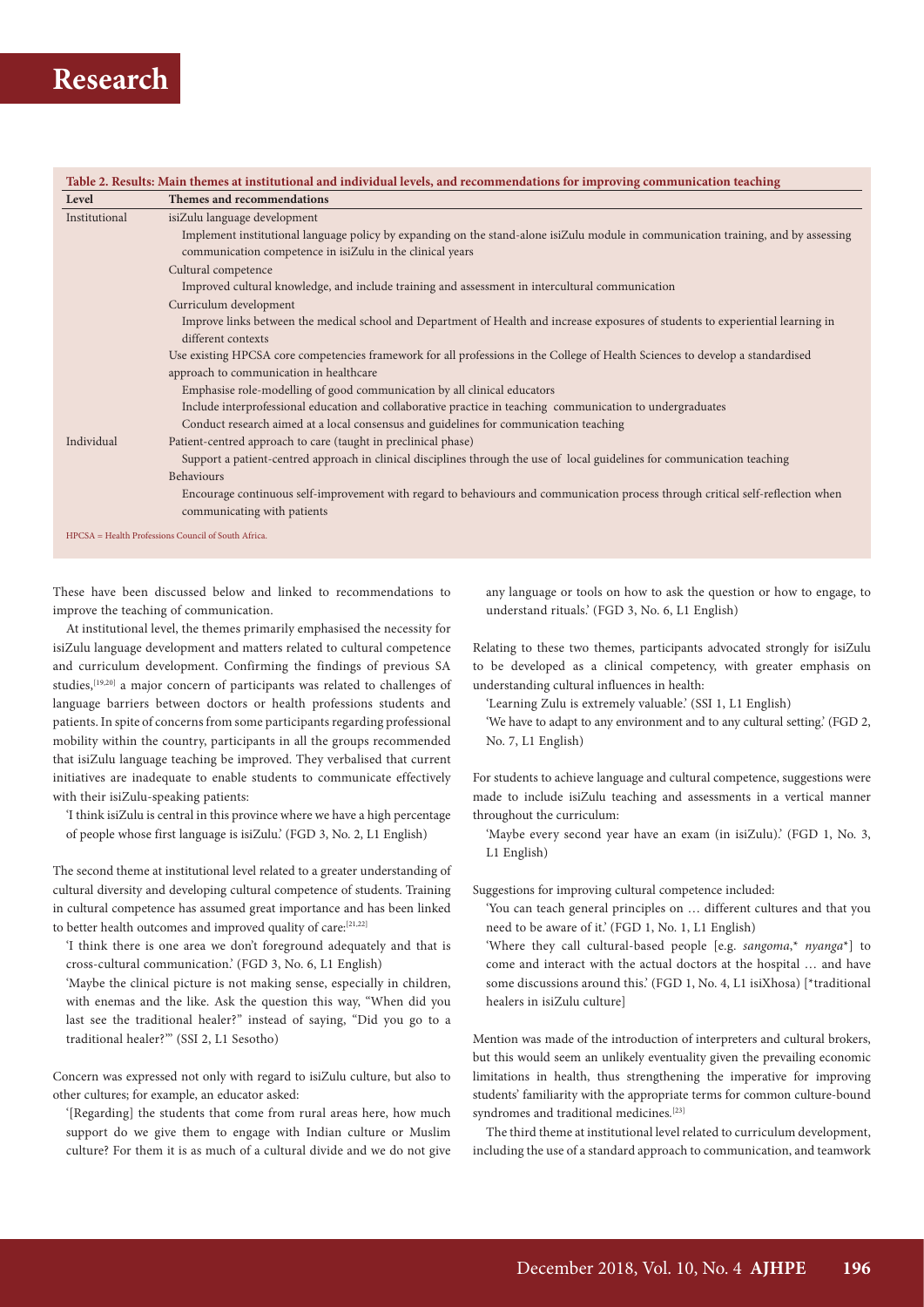**Table 2. Results: Main themes at institutional and individual levels, and recommendations for improving communication teaching**

| Level | Themes and recommendations |
|---|---|
| Institutional | isiZulu language development |
| | Implement institutional language policy by expanding on the stand-alone isiZulu module in communication training, and by assessing communication competence in isiZulu in the clinical years |
| | Cultural competence |
| | Improved cultural knowledge, and include training and assessment in intercultural communication |
| | Curriculum development |
| | Improve links between the medical school and Department of Health and increase exposures of students to experiential learning in different contexts |
| | Use existing HPCSA core competencies framework for all professions in the College of Health Sciences to develop a standardised approach to communication in healthcare |
| | Emphasise role-modelling of good communication by all clinical educators |
| | Include interprofessional education and collaborative practice in teaching communication to undergraduates |
| | Conduct research aimed at a local consensus and guidelines for communication teaching |
| Individual | Patient-centred approach to care (taught in preclinical phase) |
| | Support a patient-centred approach in clinical disciplines through the use of local guidelines for communication teaching |
| | Behaviours |
| | Encourage continuous self-improvement with regard to behaviours and communication process through critical self-reflection when communicating with patients |

HPCSA = Health Professions Council of South Africa.

These have been discussed below and linked to recommendations to improve the teaching of communication.

At institutional level, the themes primarily emphasised the necessity for isiZulu language development and matters related to cultural competence and curriculum development. Confirming the findings of previous SA studies,[19,20] a major concern of participants was related to challenges of language barriers between doctors or health professions students and patients. In spite of concerns from some participants regarding professional mobility within the country, participants in all the groups recommended that isiZulu language teaching be improved. They verbalised that current initiatives are inadequate to enable students to communicate effectively with their isiZulu-speaking patients:

'I think isiZulu is central in this province where we have a high percentage of people whose first language is isiZulu.' (FGD 3, No. 2, L1 English)

The second theme at institutional level related to a greater understanding of cultural diversity and developing cultural competence of students. Training in cultural competence has assumed great importance and has been linked to better health outcomes and improved quality of care:[21,22]

'I think there is one area we don't foreground adequately and that is cross-cultural communication.' (FGD 3, No. 6, L1 English)

'Maybe the clinical picture is not making sense, especially in children, with enemas and the like. Ask the question this way, "When did you last see the traditional healer?" instead of saying, "Did you go to a traditional healer?"' (SSI 2, L1 Sesotho)

Concern was expressed not only with regard to isiZulu culture, but also to other cultures; for example, an educator asked:

'[Regarding] the students that come from rural areas here, how much support do we give them to engage with Indian culture or Muslim culture? For them it is as much of a cultural divide and we do not give any language or tools on how to ask the question or how to engage, to understand rituals.' (FGD 3, No. 6, L1 English)

Relating to these two themes, participants advocated strongly for isiZulu to be developed as a clinical competency, with greater emphasis on understanding cultural influences in health:

'Learning Zulu is extremely valuable.' (SSI 1, L1 English)

'We have to adapt to any environment and to any cultural setting.' (FGD 2, No. 7, L1 English)

For students to achieve language and cultural competence, suggestions were made to include isiZulu teaching and assessments in a vertical manner throughout the curriculum:

'Maybe every second year have an exam (in isiZulu).' (FGD 1, No. 3, L1 English)

Suggestions for improving cultural competence included:

'You can teach general principles on … different cultures and that you need to be aware of it.' (FGD 1, No. 1, L1 English)

'Where they call cultural-based people [e.g. *sangoma*,* *nyanga**] to come and interact with the actual doctors at the hospital … and have some discussions around this.' (FGD 1, No. 4, L1 isiXhosa) [*traditional healers in isiZulu culture]

Mention was made of the introduction of interpreters and cultural brokers, but this would seem an unlikely eventuality given the prevailing economic limitations in health, thus strengthening the imperative for improving students' familiarity with the appropriate terms for common culture-bound syndromes and traditional medicines.[23]

The third theme at institutional level related to curriculum development, including the use of a standard approach to communication, and teamwork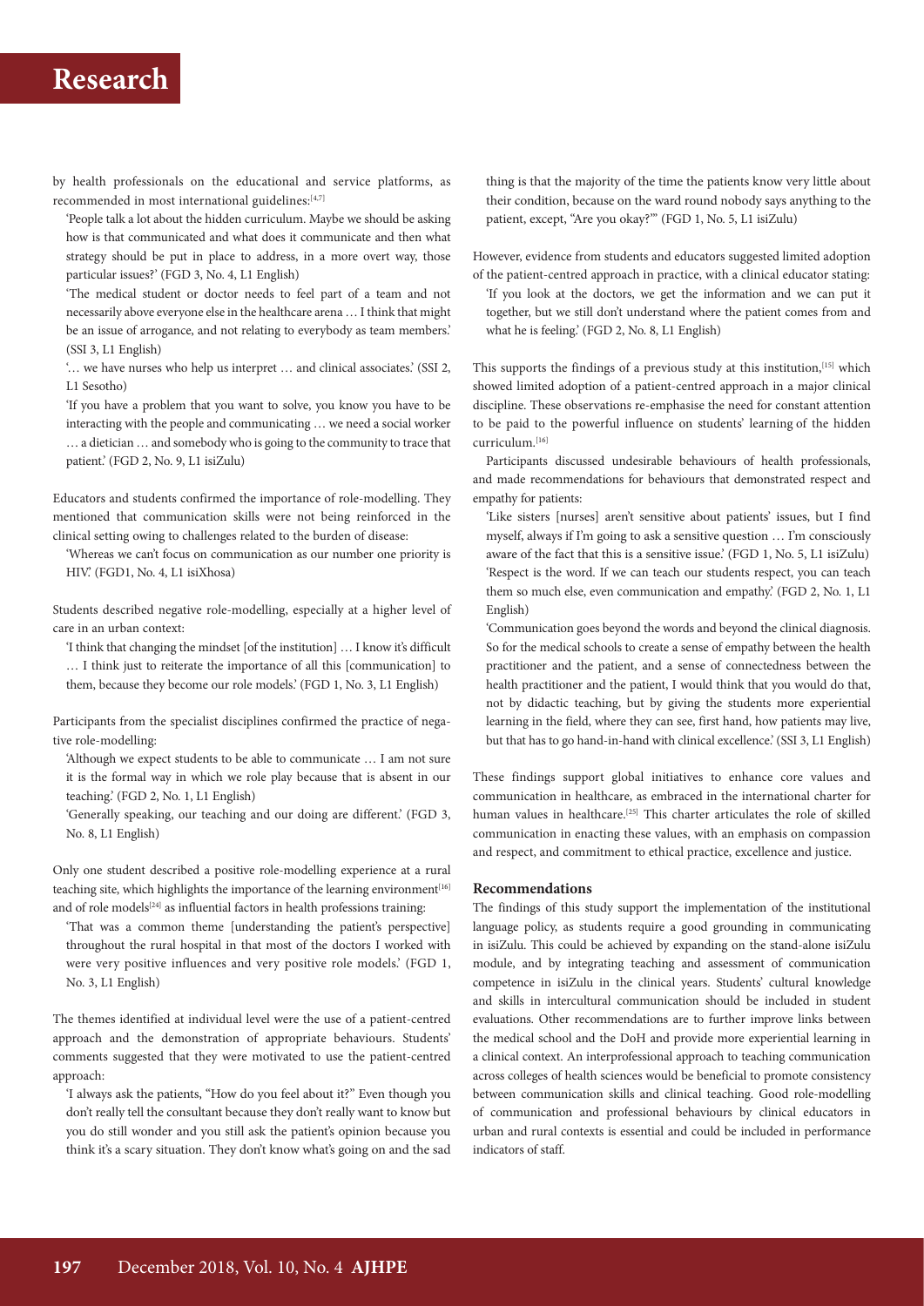by health professionals on the educational and service platforms, as recommended in most international guidelines:[4,7]

'People talk a lot about the hidden curriculum. Maybe we should be asking how is that communicated and what does it communicate and then what strategy should be put in place to address, in a more overt way, those particular issues?' (FGD 3, No. 4, L1 English)

'The medical student or doctor needs to feel part of a team and not necessarily above everyone else in the healthcare arena … I think that might be an issue of arrogance, and not relating to everybody as team members.' (SSI 3, L1 English)

'… we have nurses who help us interpret … and clinical associates.' (SSI 2, L1 Sesotho)

'If you have a problem that you want to solve, you know you have to be interacting with the people and communicating … we need a social worker … a dietician … and somebody who is going to the community to trace that patient.' (FGD 2, No. 9, L1 isiZulu)

Educators and students confirmed the importance of role-modelling. They mentioned that communication skills were not being reinforced in the clinical setting owing to challenges related to the burden of disease:

'Whereas we can't focus on communication as our number one priority is HIV.' (FGD1, No. 4, L1 isiXhosa)

Students described negative role-modelling, especially at a higher level of care in an urban context:

'I think that changing the mindset [of the institution] … I know it's difficult … I think just to reiterate the importance of all this [communication] to them, because they become our role models.' (FGD 1, No. 3, L1 English)

Participants from the specialist disciplines confirmed the practice of negative role-modelling:

'Although we expect students to be able to communicate … I am not sure it is the formal way in which we role play because that is absent in our teaching.' (FGD 2, No. 1, L1 English)

'Generally speaking, our teaching and our doing are different.' (FGD 3, No. 8, L1 English)

Only one student described a positive role-modelling experience at a rural teaching site, which highlights the importance of the learning environment[16] and of role models[24] as influential factors in health professions training:

'That was a common theme [understanding the patient's perspective] throughout the rural hospital in that most of the doctors I worked with were very positive influences and very positive role models.' (FGD 1, No. 3, L1 English)

The themes identified at individual level were the use of a patient-centred approach and the demonstration of appropriate behaviours. Students' comments suggested that they were motivated to use the patient-centred approach:

'I always ask the patients, "How do you feel about it?" Even though you don't really tell the consultant because they don't really want to know but you do still wonder and you still ask the patient's opinion because you think it's a scary situation. They don't know what's going on and the sad thing is that the majority of the time the patients know very little about their condition, because on the ward round nobody says anything to the patient, except, "Are you okay?"' (FGD 1, No. 5, L1 isiZulu)

However, evidence from students and educators suggested limited adoption of the patient-centred approach in practice, with a clinical educator stating:

'If you look at the doctors, we get the information and we can put it together, but we still don't understand where the patient comes from and what he is feeling.' (FGD 2, No. 8, L1 English)

This supports the findings of a previous study at this institution,[15] which showed limited adoption of a patient-centred approach in a major clinical discipline. These observations re-emphasise the need for constant attention to be paid to the powerful influence on students' learning of the hidden curriculum.[16]

Participants discussed undesirable behaviours of health professionals, and made recommendations for behaviours that demonstrated respect and empathy for patients:

'Like sisters [nurses] aren't sensitive about patients' issues, but I find myself, always if I'm going to ask a sensitive question … I'm consciously aware of the fact that this is a sensitive issue.' (FGD 1, No. 5, L1 isiZulu)

'Respect is the word. If we can teach our students respect, you can teach them so much else, even communication and empathy.' (FGD 2, No. 1, L1 English)

'Communication goes beyond the words and beyond the clinical diagnosis. So for the medical schools to create a sense of empathy between the health practitioner and the patient, and a sense of connectedness between the health practitioner and the patient, I would think that you would do that, not by didactic teaching, but by giving the students more experiential learning in the field, where they can see, first hand, how patients may live, but that has to go hand-in-hand with clinical excellence.' (SSI 3, L1 English)

These findings support global initiatives to enhance core values and communication in healthcare, as embraced in the international charter for human values in healthcare.[25] This charter articulates the role of skilled communication in enacting these values, with an emphasis on compassion and respect, and commitment to ethical practice, excellence and justice.

### Recommendations

The findings of this study support the implementation of the institutional language policy, as students require a good grounding in communicating in isiZulu. This could be achieved by expanding on the stand-alone isiZulu module, and by integrating teaching and assessment of communication competence in isiZulu in the clinical years. Students' cultural knowledge and skills in intercultural communication should be included in student evaluations. Other recommendations are to further improve links between the medical school and the DoH and provide more experiential learning in a clinical context. An interprofessional approach to teaching communication across colleges of health sciences would be beneficial to promote consistency between communication skills and clinical teaching. Good role-modelling of communication and professional behaviours by clinical educators in urban and rural contexts is essential and could be included in performance indicators of staff.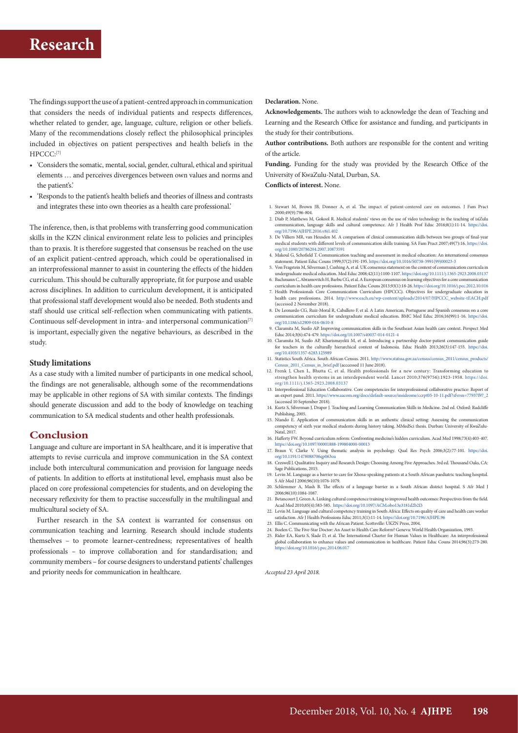The findings support the use of a patient-centred approach in communication that considers the needs of individual patients and respects differences, whether related to gender, age, language, culture, religion or other beliefs. Many of the recommendations closely reflect the philosophical principles included in objectives on patient perspectives and health beliefs in the HPCCC:[7]

- 'Considers the somatic, mental, social, gender, cultural, ethical and spiritual elements … and perceives divergences between own values and norms and the patient's.'
- 'Responds to the patient's health beliefs and theories of illness and contrasts and integrates these into own theories as a health care professional.'

The inference, then, is that problems with transferring good communication skills in the KZN clinical environment relate less to policies and principles than to praxis. It is therefore suggested that consensus be reached on the use of an explicit patient-centred approach, which could be operationalised in an interprofessional manner to assist in countering the effects of the hidden curriculum. This should be culturally appropriate, fit for purpose and usable across disciplines. In addition to curriculum development, it is anticipated that professional staff development would also be needed. Both students and staff should use critical self-reflection when communicating with patients. Continuous self-development in intra- and interpersonal communication[7] is important, especially given the negative behaviours, as described in the study.

### Study limitations

As a case study with a limited number of participants in one medical school, the findings are not generalisable, although some of the recommendations may be applicable in other regions of SA with similar contexts. The findings should generate discussion and add to the body of knowledge on teaching communication to SA medical students and other health professionals.

## Conclusion

Language and culture are important in SA healthcare, and it is imperative that attempts to revise curricula and improve communication in the SA context include both intercultural communication and provision for language needs of patients. In addition to efforts at institutional level, emphasis must also be placed on core professional competencies for students, and on developing the necessary reflexivity for them to practise successfully in the multilingual and multicultural society of SA.

Further research in the SA context is warranted for consensus on communication teaching and learning. Research should include students themselves – to promote learner-centredness; representatives of health professionals – to improve collaboration and for standardisation; and community members – for course designers to understand patients' challenges and priority needs for communication in healthcare.

**Declaration.** None.

**Acknowledgements.** The authors wish to acknowledge the dean of Teaching and Learning and the Research Office for assistance and funding, and participants in the study for their contributions.

**Author contributions.** Both authors are responsible for the content and writing of the article.

**Funding.** Funding for the study was provided by the Research Office of the University of KwaZulu-Natal, Durban, SA.

**Conflicts of interest.** None.

1. Stewart M, Brown JB, Donner A, et al. The impact of patient-centered care on outcomes. J Fam Pract 2000;49(9):796-804.
2. Diab P, Matthews M, Gokool R. Medical students' views on the use of video technology in the teaching of isiZulu communication, language skills and cultural competence. Afr J Health Prof Educ 2016;8(1):11-14. https://doi.org/10.7196/AJHPE.2016.v8i1.402
3. De Villiers MR, van Heusden M. A comparison of clinical communication skills between two groups of final-year medical students with different levels of communication skills training. SA Fam Pract 2007;49(7):16. https://doi.org/10.1080/20786204.2007.10873591
4. Makoul G, Schofield T. Communication teaching and assessment in medical education: An international consensus statement. Patient Educ Couns 1999;37(2):191-195. https://doi.org/10.1016/S0738-3991(99)00023-3
5. Von Fragstein M, Silverman J, Cushing A, et al. UK consensus statement on the content of communication curricula in undergraduate medical education. Med Educ 2008;42(11):1100-1107. https://doi.org/10.1111/j.1365-2923.2008.03137
6. Bachmann C, Abramovitch H, Barbu CG, et al. A European consensus on learning objectives for a core communication curriculum in health care professions. Patient Educ Couns 2013;93(1):18-26. https://doi.org/10.1016/j.pec.2012.10.016
7. Health Professionals Core Communication Curriculum (HPCCC). Objectives for undergraduate education in health care professions. 2014. http://www.each.eu/wp-content/uploads/2014/07/HPCCC_website-tEACH.pdf (accessed 2 November 2018).
8. De Leonardo CG, Ruiz-Moral R, Caballero F, et al. A Latin American, Portuguese and Spanish consensus on a core communication curriculum for undergraduate medical education. BMC Med Educ 2016;16(99):1-16. https://doi.org/10.1186/s12909-016-0610-8
9. Claramita M, Susilo AP. Improving communication skills in the Southeast Asian health care context. Perspect Med Educ 2014;3(6):474-479. https://doi.org/10.1007/s40037-014-0121-4
10. Claramita M, Susilo AP, Kharismayekti M, et al. Introducing a partnership doctor-patient communication guide for teachers in the culturally hierarchical context of Indonesia. Educ Health 2013;26(3):147-155. https://doi.org/10.4103/1357-6283.125989
11. Statistics South Africa. South African Census. 2011. http://www.statssa.gov.za/census/census_2011/census_products/Census_2011_Census_in_brief.pdf (accessed 11 June 2018).
12. Frenk J, Chen L, Bhutta C, et al. Health professionals for a new century: Transforming education to strengthen health systems in an interdependent world. Lancet 2010;376(9756):1923-1958. https://doi.org/10.1111/j.1365-2923.2008.03137
13. Interprofessional Education Collaborative. Core competencies for interprofessional collaborative practice: Report of an expert panel. 2011. https://www.aacom.org/docs/default-source/insideome/ccrpt05-10-11.pdf?sfvrsn=77937f97_2 (accessed 10 September 2018).
14. Kurtz S, Silverman J, Draper J. Teaching and Learning Communication Skills in Medicine. 2nd ed. Oxford: Radcliffe Publishing, 2005.
15. Ntando E. Application of communication skills in an authentic clinical setting: Assessing the communication competency of sixth year medical students during history taking. MMedSci thesis. Durban: University of KwaZulu-Natal, 2017.
16. Hafferty FW. Beyond curriculum reform: Confronting medicine's hidden curriculum. Acad Med 1998;73(4):403-407. https://doi.org/10.1097/00001888-199804000-00013
17. Braun V, Clarke V. Using thematic analysis in psychology. Qual Res Psych 2006;3(2):77-101. https://doi.org/10.1191/1478088706qp063oa
18. Creswell J. Qualitative Inquiry and Research Design: Choosing Among Five Approaches. 3rd ed. Thousand Oaks, CA: Sage Publications, 2015.
19. Levin M. Language as a barrier to care for Xhosa-speaking patients at a South African paediatric teaching hospital. S Afr Med J 2006;96(10):1076-1079.
20. Schlemmer A, Mash B. The effects of a language barrier in a South African district hospital. S Afr Med J 2006;96(10):1084-1087.
21. Betancourt J, Green A. Linking cultural competence training to improved health outcomes: Perspectives from the field. Acad Med 2010;85(4):583-585. https://doi.org/10.1097/ACM.obo13e3181d2b2f3
22. Levin M. Language and cultural competency training in South Africa: Effects on quality of care and health care worker satisfaction. Afr J Health Professions Educ 2011;3(1):11-14. https://doi.org/10.7196/AJHPE.96
23. Ellis C. Communicating with the African Patient. Scottsville: UKZN Press, 2004.
24. Boelen C. The Five-Star Doctor: An Asset to Health Care Reform? Geneva: World Health Organization, 1993.
25. Rider EA, Kurtz S, Slade D, et al. The International Charter for Human Values in Healthcare: An interprofessional global collaboration to enhance values and communication in healthcare. Patient Educ Couns 2014;96(3):273-280. https://doi.org/10.1016/j.pec.2014.06.017

*Accepted 23 April 2018.*